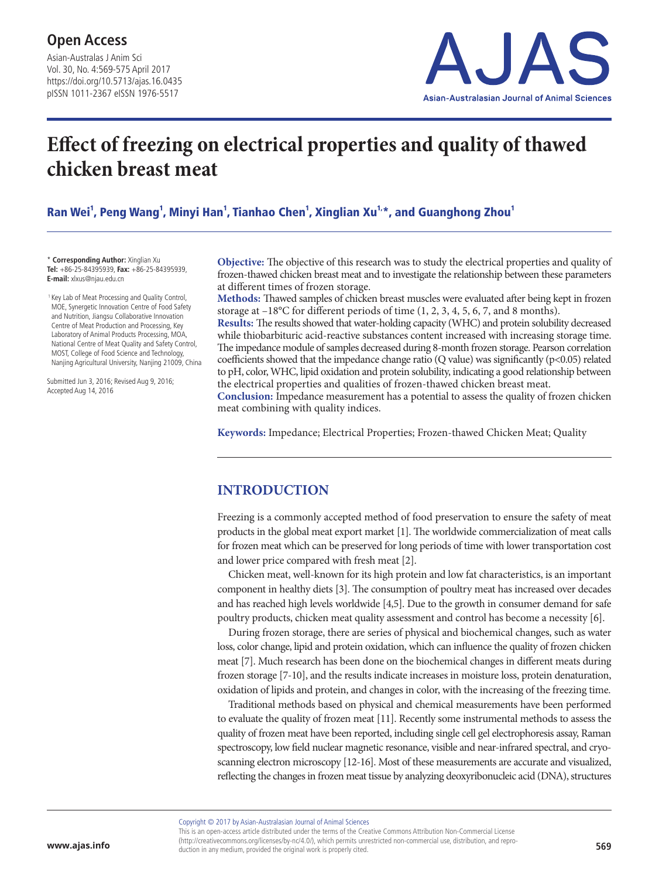**Open Access**

# Effect of freezing on electrical properties and quality of thawed chicken breast meat

**Ran Wei[1], Peng Wang[1], Minyi Han[1], Tianhao Chen[1], Xinglian Xu[1,*], and Guanghong Zhou[1]**

\* **Corresponding Author:** Xinglian Xu
**Tel:** +86-25-84395939, **Fax:** +86-25-84395939,
**E-mail:** xlxus@njau.edu.cn

[1] Key Lab of Meat Processing and Quality Control, MOE, Synergetic Innovation Centre of Food Safety and Nutrition, Jiangsu Collaborative Innovation Centre of Meat Production and Processing, Key Laboratory of Animal Products Processing, MOA, National Centre of Meat Quality and Safety Control, MOST, College of Food Science and Technology, Nanjing Agricultural University, Nanjing 21009, China

Submitted Jun 3, 2016; Revised Aug 9, 2016; Accepted Aug 14, 2016

**Objective:** The objective of this research was to study the electrical properties and quality of frozen-thawed chicken breast meat and to investigate the relationship between these parameters at different times of frozen storage.

**Methods:** Thawed samples of chicken breast muscles were evaluated after being kept in frozen storage at −18°C for different periods of time (1, 2, 3, 4, 5, 6, 7, and 8 months).

**Results:** The results showed that water-holding capacity (WHC) and protein solubility decreased while thiobarbituric acid-reactive substances content increased with increasing storage time. The impedance module of samples decreased during 8-month frozen storage. Pearson correlation coefficients showed that the impedance change ratio (Q value) was significantly ($p<0.05$) related to pH, color, WHC, lipid oxidation and protein solubility, indicating a good relationship between the electrical properties and qualities of frozen-thawed chicken breast meat.

**Conclusion:** Impedance measurement has a potential to assess the quality of frozen chicken meat combining with quality indices.

**Keywords:** Impedance; Electrical Properties; Frozen-thawed Chicken Meat; Quality

## INTRODUCTION

Freezing is a commonly accepted method of food preservation to ensure the safety of meat products in the global meat export market [1]. The worldwide commercialization of meat calls for frozen meat which can be preserved for long periods of time with lower transportation cost and lower price compared with fresh meat [2].

Chicken meat, well-known for its high protein and low fat characteristics, is an important component in healthy diets [3]. The consumption of poultry meat has increased over decades and has reached high levels worldwide [4,5]. Due to the growth in consumer demand for safe poultry products, chicken meat quality assessment and control has become a necessity [6].

During frozen storage, there are series of physical and biochemical changes, such as water loss, color change, lipid and protein oxidation, which can influence the quality of frozen chicken meat [7]. Much research has been done on the biochemical changes in different meats during frozen storage [7-10], and the results indicate increases in moisture loss, protein denaturation, oxidation of lipids and protein, and changes in color, with the increasing of the freezing time.

Traditional methods based on physical and chemical measurements have been performed to evaluate the quality of frozen meat [11]. Recently some instrumental methods to assess the quality of frozen meat have been reported, including single cell gel electrophoresis assay, Raman spectroscopy, low field nuclear magnetic resonance, visible and near-infrared spectral, and cryo-scanning electron microscopy [12-16]. Most of these measurements are accurate and visualized, reflecting the changes in frozen meat tissue by analyzing deoxyribonucleic acid (DNA), structures

Copyright © 2017 by Asian-Australasian Journal of Animal Sciences
This is an open-access article distributed under the terms of the Creative Commons Attribution Non-Commercial License (http://creativecommons.org/licenses/by-nc/4.0/), which permits unrestricted non-commercial use, distribution, and reproduction in any medium, provided the original work is properly cited.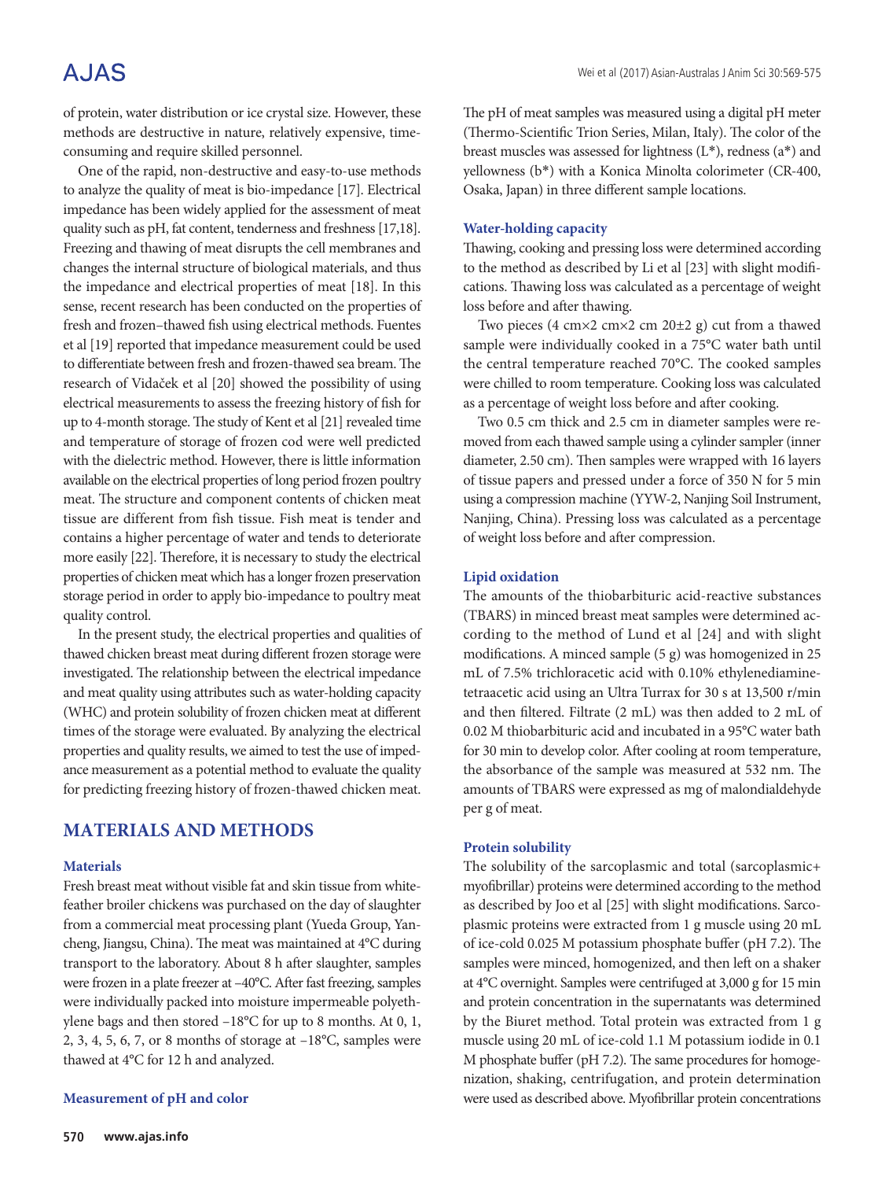of protein, water distribution or ice crystal size. However, these methods are destructive in nature, relatively expensive, time-consuming and require skilled personnel.

One of the rapid, non-destructive and easy-to-use methods to analyze the quality of meat is bio-impedance [17]. Electrical impedance has been widely applied for the assessment of meat quality such as pH, fat content, tenderness and freshness [17,18]. Freezing and thawing of meat disrupts the cell membranes and changes the internal structure of biological materials, and thus the impedance and electrical properties of meat [18]. In this sense, recent research has been conducted on the properties of fresh and frozen–thawed fish using electrical methods. Fuentes et al [19] reported that impedance measurement could be used to differentiate between fresh and frozen-thawed sea bream. The research of Vidaček et al [20] showed the possibility of using electrical measurements to assess the freezing history of fish for up to 4-month storage. The study of Kent et al [21] revealed time and temperature of storage of frozen cod were well predicted with the dielectric method. However, there is little information available on the electrical properties of long period frozen poultry meat. The structure and component contents of chicken meat tissue are different from fish tissue. Fish meat is tender and contains a higher percentage of water and tends to deteriorate more easily [22]. Therefore, it is necessary to study the electrical properties of chicken meat which has a longer frozen preservation storage period in order to apply bio-impedance to poultry meat quality control.

In the present study, the electrical properties and qualities of thawed chicken breast meat during different frozen storage were investigated. The relationship between the electrical impedance and meat quality using attributes such as water-holding capacity (WHC) and protein solubility of frozen chicken meat at different times of the storage were evaluated. By analyzing the electrical properties and quality results, we aimed to test the use of impedance measurement as a potential method to evaluate the quality for predicting freezing history of frozen-thawed chicken meat.

## MATERIALS AND METHODS

### Materials

Fresh breast meat without visible fat and skin tissue from white-feather broiler chickens was purchased on the day of slaughter from a commercial meat processing plant (Yueda Group, Yancheng, Jiangsu, China). The meat was maintained at 4°C during transport to the laboratory. About 8 h after slaughter, samples were frozen in a plate freezer at –40°C. After fast freezing, samples were individually packed into moisture impermeable polyethylene bags and then stored –18°C for up to 8 months. At 0, 1, 2, 3, 4, 5, 6, 7, or 8 months of storage at –18°C, samples were thawed at 4°C for 12 h and analyzed.

### Measurement of pH and color

The pH of meat samples was measured using a digital pH meter (Thermo-Scientific Trion Series, Milan, Italy). The color of the breast muscles was assessed for lightness (L*), redness (a*) and yellowness (b*) with a Konica Minolta colorimeter (CR-400, Osaka, Japan) in three different sample locations.

### Water-holding capacity

Thawing, cooking and pressing loss were determined according to the method as described by Li et al [23] with slight modifications. Thawing loss was calculated as a percentage of weight loss before and after thawing.

Two pieces (4 cm×2 cm×2 cm 20±2 g) cut from a thawed sample were individually cooked in a 75°C water bath until the central temperature reached 70°C. The cooked samples were chilled to room temperature. Cooking loss was calculated as a percentage of weight loss before and after cooking.

Two 0.5 cm thick and 2.5 cm in diameter samples were removed from each thawed sample using a cylinder sampler (inner diameter, 2.50 cm). Then samples were wrapped with 16 layers of tissue papers and pressed under a force of 350 N for 5 min using a compression machine (YYW-2, Nanjing Soil Instrument, Nanjing, China). Pressing loss was calculated as a percentage of weight loss before and after compression.

### Lipid oxidation

The amounts of the thiobarbituric acid-reactive substances (TBARS) in minced breast meat samples were determined according to the method of Lund et al [24] and with slight modifications. A minced sample (5 g) was homogenized in 25 mL of 7.5% trichloracetic acid with 0.10% ethylenediaminetetraacetic acid using an Ultra Turrax for 30 s at 13,500 r/min and then filtered. Filtrate (2 mL) was then added to 2 mL of 0.02 M thiobarbituric acid and incubated in a 95°C water bath for 30 min to develop color. After cooling at room temperature, the absorbance of the sample was measured at 532 nm. The amounts of TBARS were expressed as mg of malondialdehyde per g of meat.

### Protein solubility

The solubility of the sarcoplasmic and total (sarcoplasmic+myofibrillar) proteins were determined according to the method as described by Joo et al [25] with slight modifications. Sarcoplasmic proteins were extracted from 1 g muscle using 20 mL of ice-cold 0.025 M potassium phosphate buffer (pH 7.2). The samples were minced, homogenized, and then left on a shaker at 4°C overnight. Samples were centrifuged at 3,000 g for 15 min and protein concentration in the supernatants was determined by the Biuret method. Total protein was extracted from 1 g muscle using 20 mL of ice-cold 1.1 M potassium iodide in 0.1 M phosphate buffer (pH 7.2). The same procedures for homogenization, shaking, centrifugation, and protein determination were used as described above. Myofibrillar protein concentrations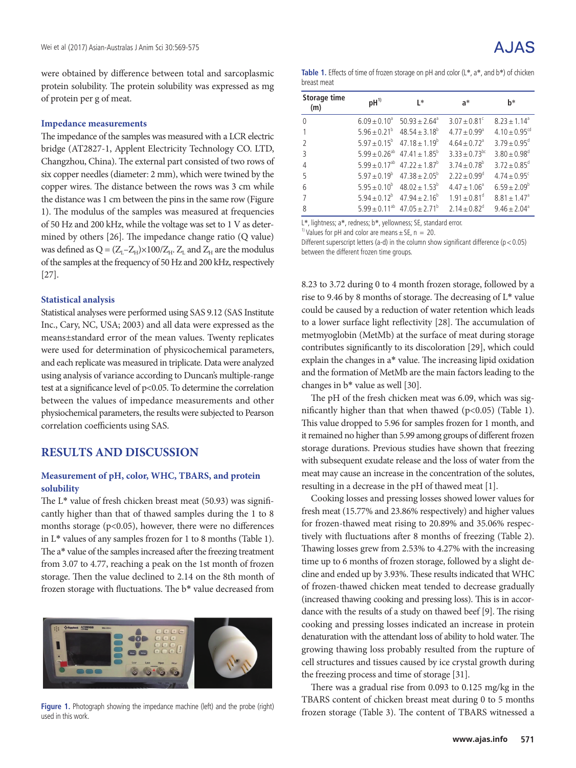were obtained by difference between total and sarcoplasmic protein solubility. The protein solubility was expressed as mg of protein per g of meat.

### Impedance measurements

The impedance of the samples was measured with a LCR electric bridge (AT2827-1, Applent Electricity Technology CO. LTD, Changzhou, China). The external part consisted of two rows of six copper needles (diameter: 2 mm), which were twined by the copper wires. The distance between the rows was 3 cm while the distance was 1 cm between the pins in the same row (Figure 1). The modulus of the samples was measured at frequencies of 50 Hz and 200 kHz, while the voltage was set to 1 V as determined by others [26]. The impedance change ratio (Q value) was defined as $Q = (Z_L - Z_H) \times 100 / Z_H$. $Z_L$ and $Z_H$ are the modulus of the samples at the frequency of 50 Hz and 200 kHz, respectively [27].

### Statistical analysis

Statistical analyses were performed using SAS 9.12 (SAS Institute Inc., Cary, NC, USA; 2003) and all data were expressed as the means±standard error of the mean values. Twenty replicates were used for determination of physicochemical parameters, and each replicate was measured in triplicate. Data were analyzed using analysis of variance according to Duncan's multiple-range test at a significance level of $p<0.05$. To determine the correlation between the values of impedance measurements and other physiochemical parameters, the results were subjected to Pearson correlation coefficients using SAS.

## RESULTS AND DISCUSSION

### Measurement of pH, color, WHC, TBARS, and protein solubility

The L* value of fresh chicken breast meat (50.93) was significantly higher than that of thawed samples during the 1 to 8 months storage ($p<0.05$), however, there were no differences in L* values of any samples frozen for 1 to 8 months (Table 1). The a* value of the samples increased after the freezing treatment from 3.07 to 4.77, reaching a peak on the 1st month of frozen storage. Then the value declined to 2.14 on the 8th month of frozen storage with fluctuations. The b* value decreased from 8.23 to 3.72 during 0 to 4 month frozen storage, followed by a rise to 9.46 by 8 months of storage. The decreasing of L* value could be caused by a reduction of water retention which leads to a lower surface light reflectivity [28]. The accumulation of metmyoglobin (MetMb) at the surface of meat during storage contributes significantly to its discoloration [29], which could explain the changes in a* value. The increasing lipid oxidation and the formation of MetMb are the main factors leading to the changes in b* value as well [30].

Figure 1. Photograph showing the impedance machine (left) and the probe (right) used in this work.

Table 1. Effects of time of frozen storage on pH and color (L*, a*, and b*) of chicken breast meat

| Storage time (m) | pH[1] | L* | a* | b* |
|---|---|---|---|---|
| 0 | $6.09 \pm 0.10^a$ | $50.93 \pm 2.64^a$ | $3.07 \pm 0.81^c$ | $8.23 \pm 1.14^a$ |
| 1 | $5.96 \pm 0.21^b$ | $48.54 \pm 3.18^b$ | $4.77 \pm 0.99^a$ | $4.10 \pm 0.95^{cd}$ |
| 2 | $5.97 \pm 0.15^b$ | $47.18 \pm 1.19^b$ | $4.64 \pm 0.72^a$ | $3.79 \pm 0.95^d$ |
| 3 | $5.99 \pm 0.26^{ab}$ | $47.41 \pm 1.85^b$ | $3.33 \pm 0.73^{bc}$ | $3.80 \pm 0.98^d$ |
| 4 | $5.99 \pm 0.17^{ab}$ | $47.22 \pm 1.87^b$ | $3.74 \pm 0.78^b$ | $3.72 \pm 0.85^d$ |
| 5 | $5.97 \pm 0.19^b$ | $47.38 \pm 2.05^b$ | $2.22 \pm 0.99^d$ | $4.74 \pm 0.95^c$ |
| 6 | $5.95 \pm 0.10^b$ | $48.02 \pm 1.53^b$ | $4.47 \pm 1.06^a$ | $6.59 \pm 2.09^b$ |
| 7 | $5.94 \pm 0.12^b$ | $47.94 \pm 2.16^b$ | $1.91 \pm 0.81^d$ | $8.81 \pm 1.47^a$ |
| 8 | $5.99 \pm 0.11^{ab}$ | $47.05 \pm 2.71^b$ | $2.14 \pm 0.82^d$ | $9.46 \pm 2.04^a$ |

L*, lightness; a*, redness; b*, yellowness; SE, standard error.
[1] Values for pH and color are means ± SE, n = 20.
Different superscript letters (a-d) in the column show significant difference ($p<0.05$) between the different frozen time groups.

The pH of the fresh chicken meat was 6.09, which was significantly higher than that when thawed ($p<0.05$) (Table 1). This value dropped to 5.96 for samples frozen for 1 month, and it remained no higher than 5.99 among groups of different frozen storage durations. Previous studies have shown that freezing with subsequent exudate release and the loss of water from the meat may cause an increase in the concentration of the solutes, resulting in a decrease in the pH of thawed meat [1].

Cooking losses and pressing losses showed lower values for fresh meat (15.77% and 23.86% respectively) and higher values for frozen-thawed meat rising to 20.89% and 35.06% respectively with fluctuations after 8 months of freezing (Table 2). Thawing losses grew from 2.53% to 4.27% with the increasing time up to 6 months of frozen storage, followed by a slight decline and ended up by 3.93%. These results indicated that WHC of frozen-thawed chicken meat tended to decrease gradually (increased thawing cooking and pressing loss). This is in accordance with the results of a study on thawed beef [9]. The rising cooking and pressing losses indicated an increase in protein denaturation with the attendant loss of ability to hold water. The growing thawing loss probably resulted from the rupture of cell structures and tissues caused by ice crystal growth during the freezing process and time of storage [31].

There was a gradual rise from 0.093 to 0.125 mg/kg in the TBARS content of chicken breast meat during 0 to 5 months frozen storage (Table 3). The content of TBARS witnessed a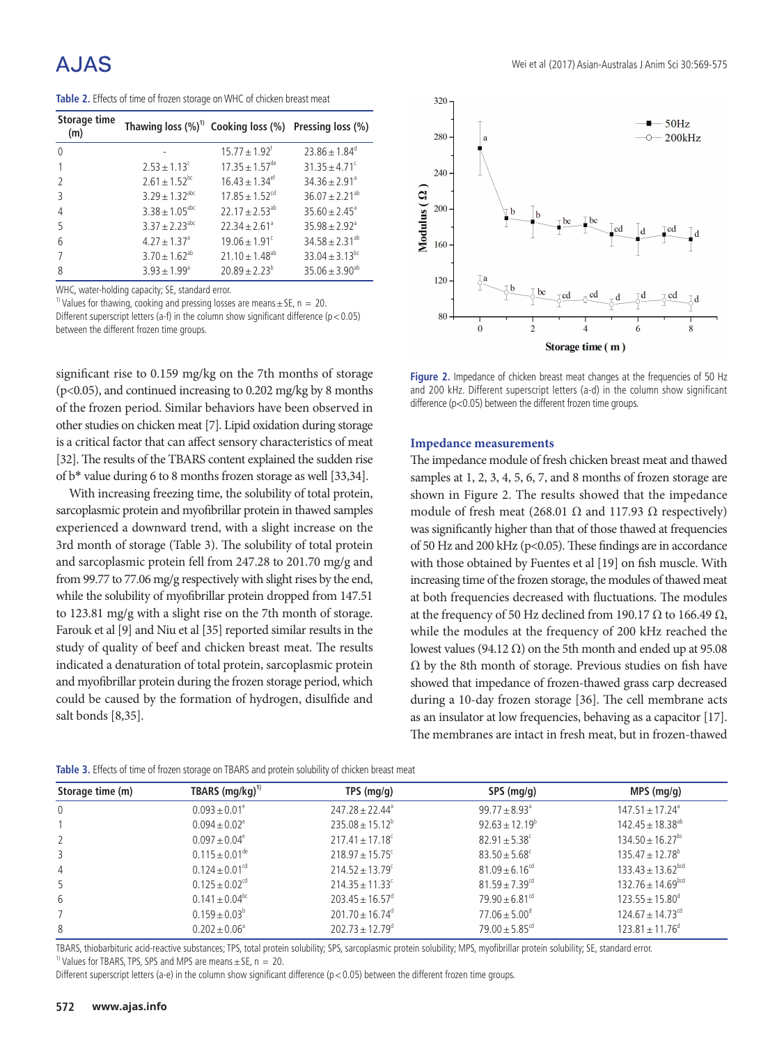**Table 2.** Effects of time of frozen storage on WHC of chicken breast meat

| Storage time (m) | Thawing loss (%)[1)] | Cooking loss (%) | Pressing loss (%) |
|---|---|---|---|
| 0 | - | $15.77 \pm 1.92^{f}$ | $23.86 \pm 1.84^{d}$ |
| 1 | $2.53 \pm 1.13^{c}$ | $17.35 \pm 1.57^{de}$ | $31.35 \pm 4.71^{c}$ |
| 2 | $2.61 \pm 1.52^{bc}$ | $16.43 \pm 1.34^{ef}$ | $34.36 \pm 2.91^{a}$ |
| 3 | $3.29 \pm 1.32^{abc}$ | $17.85 \pm 1.52^{cd}$ | $36.07 \pm 2.21^{ab}$ |
| 4 | $3.38 \pm 1.05^{abc}$ | $22.17 \pm 2.53^{ab}$ | $35.60 \pm 2.45^{a}$ |
| 5 | $3.37 \pm 2.23^{abc}$ | $22.34 \pm 2.61^{a}$ | $35.98 \pm 2.92^{a}$ |
| 6 | $4.27 \pm 1.37^{a}$ | $19.06 \pm 1.91^{c}$ | $34.58 \pm 2.31^{ab}$ |
| 7 | $3.70 \pm 1.62^{ab}$ | $21.10 \pm 1.48^{ab}$ | $33.04 \pm 3.13^{bc}$ |
| 8 | $3.93 \pm 1.99^{a}$ | $20.89 \pm 2.23^{b}$ | $35.06 \pm 3.90^{ab}$ |

WHC, water-holding capacity; SE, standard error.

1) Values for thawing, cooking and pressing losses are means ± SE, n = 20.

Different superscript letters (a-f) in the column show significant difference ($p < 0.05$) between the different frozen time groups.

significant rise to 0.159 mg/kg on the 7th months of storage ($p<0.05$), and continued increasing to 0.202 mg/kg by 8 months of the frozen period. Similar behaviors have been observed in other studies on chicken meat [7]. Lipid oxidation during storage is a critical factor that can affect sensory characteristics of meat [32]. The results of the TBARS content explained the sudden rise of b* value during 6 to 8 months frozen storage as well [33,34].

With increasing freezing time, the solubility of total protein, sarcoplasmic protein and myofibrillar protein in thawed samples experienced a downward trend, with a slight increase on the 3rd month of storage (Table 3). The solubility of total protein and sarcoplasmic protein fell from 247.28 to 201.70 mg/g and from 99.77 to 77.06 mg/g respectively with slight rises by the end, while the solubility of myofibrillar protein dropped from 147.51 to 123.81 mg/g with a slight rise on the 7th month of storage. Farouk et al [9] and Niu et al [35] reported similar results in the study of quality of beef and chicken breast meat. The results indicated a denaturation of total protein, sarcoplasmic protein and myofibrillar protein during the frozen storage period, which could be caused by the formation of hydrogen, disulfide and salt bonds [8,35].

**Figure 2.** Impedance of chicken breast meat changes at the frequencies of 50 Hz and 200 kHz. Different superscript letters (a-d) in the column show significant difference ($p<0.05$) between the different frozen time groups.

### Impedance measurements

The impedance module of fresh chicken breast meat and thawed samples at 1, 2, 3, 4, 5, 6, 7, and 8 months of frozen storage are shown in Figure 2. The results showed that the impedance module of fresh meat (268.01 Ω and 117.93 Ω respectively) was significantly higher than that of those thawed at frequencies of 50 Hz and 200 kHz ($p<0.05$). These findings are in accordance with those obtained by Fuentes et al [19] on fish muscle. With increasing time of the frozen storage, the modules of thawed meat at both frequencies decreased with fluctuations. The modules at the frequency of 50 Hz declined from 190.17 Ω to 166.49 Ω, while the modules at the frequency of 200 kHz reached the lowest values (94.12 Ω) on the 5th month and ended up at 95.08 Ω by the 8th month of storage. Previous studies on fish have showed that impedance of frozen-thawed grass carp decreased during a 10-day frozen storage [36]. The cell membrane acts as an insulator at low frequencies, behaving as a capacitor [17]. The membranes are intact in fresh meat, but in frozen-thawed

**Table 3.** Effects of time of frozen storage on TBARS and protein solubility of chicken breast meat

| Storage time (m) | TBARS (mg/kg)[1)] | TPS (mg/g) | SPS (mg/g) | MPS (mg/g) |
|---|---|---|---|---|
| 0 | $0.093 \pm 0.01^{e}$ | $247.28 \pm 22.44^{a}$ | $99.77 \pm 8.93^{a}$ | $147.51 \pm 17.24^{a}$ |
| 1 | $0.094 \pm 0.02^{e}$ | $235.08 \pm 15.12^{b}$ | $92.63 \pm 12.19^{b}$ | $142.45 \pm 18.38^{ab}$ |
| 2 | $0.097 \pm 0.04^{e}$ | $217.41 \pm 17.18^{c}$ | $82.91 \pm 5.38^{c}$ | $134.50 \pm 16.27^{bc}$ |
| 3 | $0.115 \pm 0.01^{de}$ | $218.97 \pm 15.75^{c}$ | $83.50 \pm 5.68^{c}$ | $135.47 \pm 12.78^{b}$ |
| 4 | $0.124 \pm 0.01^{cd}$ | $214.52 \pm 13.79^{c}$ | $81.09 \pm 6.16^{cd}$ | $133.43 \pm 13.62^{bcd}$ |
| 5 | $0.125 \pm 0.02^{cd}$ | $214.35 \pm 11.33^{c}$ | $81.59 \pm 7.39^{cd}$ | $132.76 \pm 14.69^{bcd}$ |
| 6 | $0.141 \pm 0.04^{bc}$ | $203.45 \pm 16.57^{d}$ | $79.90 \pm 6.81^{cd}$ | $123.55 \pm 15.80^{d}$ |
| 7 | $0.159 \pm 0.03^{b}$ | $201.70 \pm 16.74^{d}$ | $77.06 \pm 5.00^{d}$ | $124.67 \pm 14.73^{cd}$ |
| 8 | $0.202 \pm 0.06^{a}$ | $202.73 \pm 12.79^{d}$ | $79.00 \pm 5.85^{cd}$ | $123.81 \pm 11.76^{d}$ |

TBARS, thiobarbituric acid-reactive substances; TPS, total protein solubility; SPS, sarcoplasmic protein solubility; MPS, myofibrillar protein solubility; SE, standard error.

1) Values for TBARS, TPS, SPS and MPS are means ± SE, n = 20.

Different superscript letters (a-e) in the column show significant difference ($p < 0.05$) between the different frozen time groups.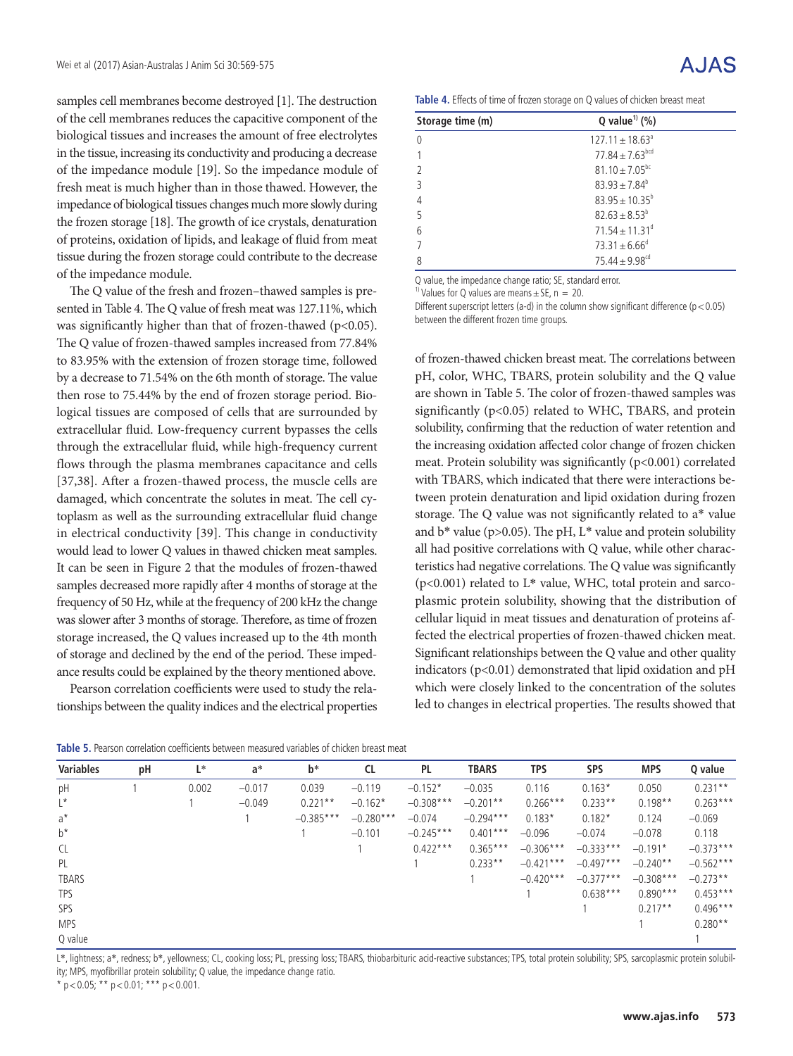samples cell membranes become destroyed [1]. The destruction of the cell membranes reduces the capacitive component of the biological tissues and increases the amount of free electrolytes in the tissue, increasing its conductivity and producing a decrease of the impedance module [19]. So the impedance module of fresh meat is much higher than in those thawed. However, the impedance of biological tissues changes much more slowly during the frozen storage [18]. The growth of ice crystals, denaturation of proteins, oxidation of lipids, and leakage of fluid from meat tissue during the frozen storage could contribute to the decrease of the impedance module.

The Q value of the fresh and frozen–thawed samples is presented in Table 4. The Q value of fresh meat was 127.11%, which was significantly higher than that of frozen-thawed ($p<0.05$). The Q value of frozen-thawed samples increased from 77.84% to 83.95% with the extension of frozen storage time, followed by a decrease to 71.54% on the 6th month of storage. The value then rose to 75.44% by the end of frozen storage period. Biological tissues are composed of cells that are surrounded by extracellular fluid. Low-frequency current bypasses the cells through the extracellular fluid, while high-frequency current flows through the plasma membranes capacitance and cells [37,38]. After a frozen-thawed process, the muscle cells are damaged, which concentrate the solutes in meat. The cell cytoplasm as well as the surrounding extracellular fluid change in electrical conductivity [39]. This change in conductivity would lead to lower Q values in thawed chicken meat samples. It can be seen in Figure 2 that the modules of frozen-thawed samples decreased more rapidly after 4 months of storage at the frequency of 50 Hz, while at the frequency of 200 kHz the change was slower after 3 months of storage. Therefore, as time of frozen storage increased, the Q values increased up to the 4th month of storage and declined by the end of the period. These impedance results could be explained by the theory mentioned above.

Pearson correlation coefficients were used to study the relationships between the quality indices and the electrical properties of frozen-thawed chicken breast meat. The correlations between pH, color, WHC, TBARS, protein solubility and the Q value are shown in Table 5. The color of frozen-thawed samples was significantly ($p<0.05$) related to WHC, TBARS, and protein solubility, confirming that the reduction of water retention and the increasing oxidation affected color change of frozen chicken meat. Protein solubility was significantly ($p<0.001$) correlated with TBARS, which indicated that there were interactions between protein denaturation and lipid oxidation during frozen storage. The Q value was not significantly related to a* value and b* value ($p>0.05$). The pH, L* value and protein solubility all had positive correlations with Q value, while other characteristics had negative correlations. The Q value was significantly ($p<0.001$) related to L* value, WHC, total protein and sarcoplasmic protein solubility, showing that the distribution of cellular liquid in meat tissues and denaturation of proteins affected the electrical properties of frozen-thawed chicken meat. Significant relationships between the Q value and other quality indicators ($p<0.01$) demonstrated that lipid oxidation and pH which were closely linked to the concentration of the solutes led to changes in electrical properties. The results showed that

**Table 4.** Effects of time of frozen storage on Q values of chicken breast meat

| Storage time (m) | Q value[1)] (%) |
|---|---|
| 0 | $127.11 \pm 18.63^{a}$ |
| 1 | $77.84 \pm 7.63^{bcd}$ |
| 2 | $81.10 \pm 7.05^{bc}$ |
| 3 | $83.93 \pm 7.84^{b}$ |
| 4 | $83.95 \pm 10.35^{b}$ |
| 5 | $82.63 \pm 8.53^{b}$ |
| 6 | $71.54 \pm 11.31^{d}$ |
| 7 | $73.31 \pm 6.66^{d}$ |
| 8 | $75.44 \pm 9.98^{cd}$ |

Q value, the impedance change ratio; SE, standard error.

[1)] Values for Q values are means ± SE, n = 20.

Different superscript letters (a-d) in the column show significant difference ($p<0.05$) between the different frozen time groups.

**Table 5.** Pearson correlation coefficients between measured variables of chicken breast meat

| Variables | pH | L* | a* | b* | CL | PL | TBARS | TPS | SPS | MPS | Q value |
|---|---|---|---|---|---|---|---|---|---|---|---|
| pH | 1 | 0.002 | −0.017 | 0.039 | −0.119 | −0.152* | −0.035 | 0.116 | 0.163* | 0.050 | 0.231** |
| L* | | 1 | −0.049 | 0.221** | −0.162* | −0.308*** | −0.201** | 0.266*** | 0.233** | 0.198** | 0.263*** |
| a* | | | 1 | −0.385*** | −0.280*** | −0.074 | −0.294*** | 0.183* | 0.182* | 0.124 | −0.069 |
| b* | | | | 1 | −0.101 | −0.245*** | 0.401*** | −0.096 | −0.074 | −0.078 | 0.118 |
| CL | | | | | 1 | 0.422*** | 0.365*** | −0.306*** | −0.333*** | −0.191* | −0.373*** |
| PL | | | | | | 1 | 0.233** | −0.421*** | −0.497*** | −0.240** | −0.562*** |
| TBARS | | | | | | | 1 | −0.420*** | −0.377*** | −0.308*** | −0.273** |
| TPS | | | | | | | | 1 | 0.638*** | 0.890*** | 0.453*** |
| SPS | | | | | | | | | 1 | 0.217** | 0.496*** |
| MPS | | | | | | | | | | 1 | 0.280** |
| Q value | | | | | | | | | | | 1 |

L*, lightness; a*, redness; b*, yellowness; CL, cooking loss; PL, pressing loss; TBARS, thiobarbituric acid-reactive substances; TPS, total protein solubility; SPS, sarcoplasmic protein solubility; MPS, myofibrillar protein solubility; Q value, the impedance change ratio.

* $p<0.05$; ** $p<0.01$; *** $p<0.001$.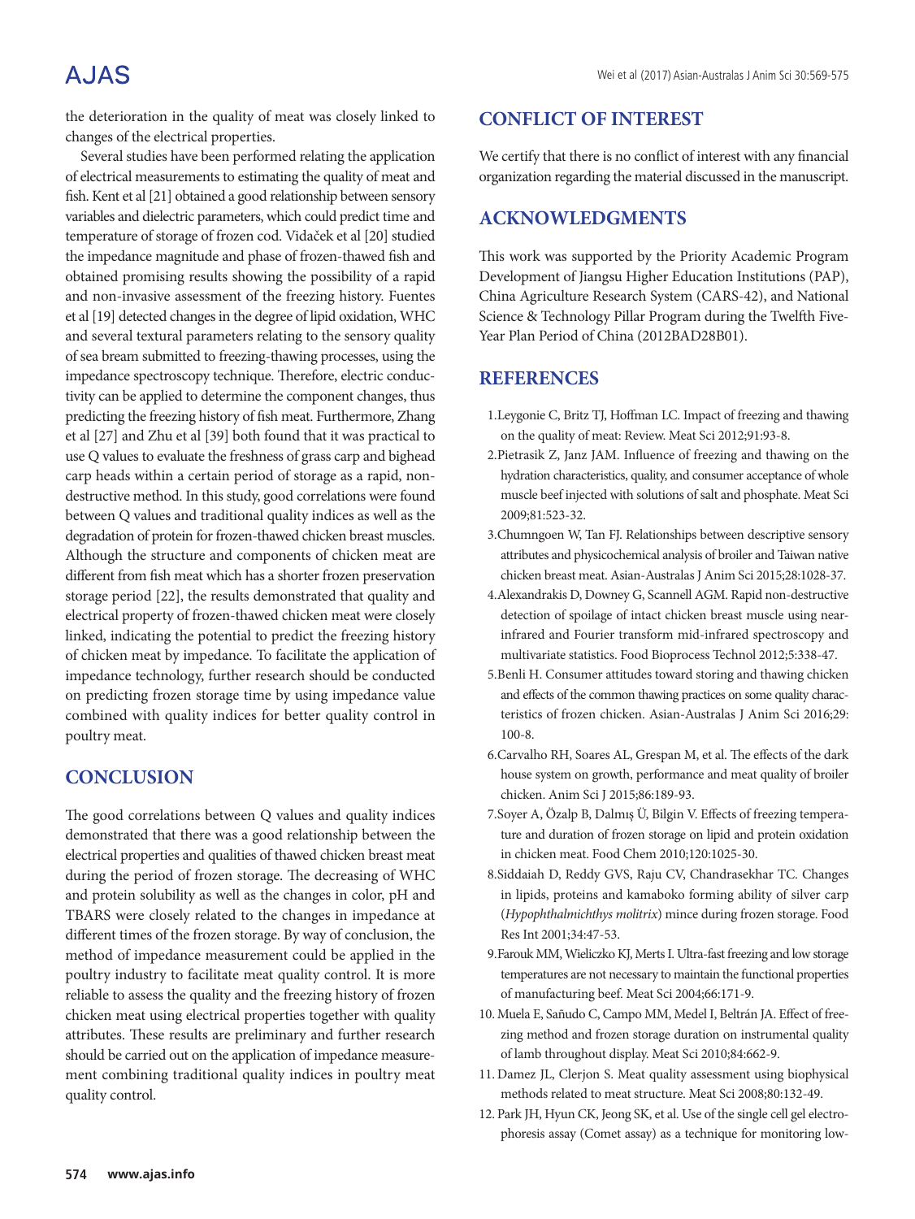the deterioration in the quality of meat was closely linked to changes of the electrical properties.

Several studies have been performed relating the application of electrical measurements to estimating the quality of meat and fish. Kent et al [21] obtained a good relationship between sensory variables and dielectric parameters, which could predict time and temperature of storage of frozen cod. Vidaček et al [20] studied the impedance magnitude and phase of frozen-thawed fish and obtained promising results showing the possibility of a rapid and non-invasive assessment of the freezing history. Fuentes et al [19] detected changes in the degree of lipid oxidation, WHC and several textural parameters relating to the sensory quality of sea bream submitted to freezing-thawing processes, using the impedance spectroscopy technique. Therefore, electric conductivity can be applied to determine the component changes, thus predicting the freezing history of fish meat. Furthermore, Zhang et al [27] and Zhu et al [39] both found that it was practical to use Q values to evaluate the freshness of grass carp and bighead carp heads within a certain period of storage as a rapid, non-destructive method. In this study, good correlations were found between Q values and traditional quality indices as well as the degradation of protein for frozen-thawed chicken breast muscles. Although the structure and components of chicken meat are different from fish meat which has a shorter frozen preservation storage period [22], the results demonstrated that quality and electrical property of frozen-thawed chicken meat were closely linked, indicating the potential to predict the freezing history of chicken meat by impedance. To facilitate the application of impedance technology, further research should be conducted on predicting frozen storage time by using impedance value combined with quality indices for better quality control in poultry meat.

## CONCLUSION

The good correlations between Q values and quality indices demonstrated that there was a good relationship between the electrical properties and qualities of thawed chicken breast meat during the period of frozen storage. The decreasing of WHC and protein solubility as well as the changes in color, pH and TBARS were closely related to the changes in impedance at different times of the frozen storage. By way of conclusion, the method of impedance measurement could be applied in the poultry industry to facilitate meat quality control. It is more reliable to assess the quality and the freezing history of frozen chicken meat using electrical properties together with quality attributes. These results are preliminary and further research should be carried out on the application of impedance measurement combining traditional quality indices in poultry meat quality control.

## CONFLICT OF INTEREST

We certify that there is no conflict of interest with any financial organization regarding the material discussed in the manuscript.

## ACKNOWLEDGMENTS

This work was supported by the Priority Academic Program Development of Jiangsu Higher Education Institutions (PAP), China Agriculture Research System (CARS-42), and National Science & Technology Pillar Program during the Twelfth Five-Year Plan Period of China (2012BAD28B01).

## REFERENCES

1. Leygonie C, Britz TJ, Hoffman LC. Impact of freezing and thawing on the quality of meat: Review. Meat Sci 2012;91:93-8.
2. Pietrasik Z, Janz JAM. Influence of freezing and thawing on the hydration characteristics, quality, and consumer acceptance of whole muscle beef injected with solutions of salt and phosphate. Meat Sci 2009;81:523-32.
3. Chumngoen W, Tan FJ. Relationships between descriptive sensory attributes and physicochemical analysis of broiler and Taiwan native chicken breast meat. Asian-Australas J Anim Sci 2015;28:1028-37.
4. Alexandrakis D, Downey G, Scannell AGM. Rapid non-destructive detection of spoilage of intact chicken breast muscle using near-infrared and Fourier transform mid-infrared spectroscopy and multivariate statistics. Food Bioprocess Technol 2012;5:338-47.
5. Benli H. Consumer attitudes toward storing and thawing chicken and effects of the common thawing practices on some quality characteristics of frozen chicken. Asian-Australas J Anim Sci 2016;29:100-8.
6. Carvalho RH, Soares AL, Grespan M, et al. The effects of the dark house system on growth, performance and meat quality of broiler chicken. Anim Sci J 2015;86:189-93.
7. Soyer A, Özalp B, Dalmış Ü, Bilgin V. Effects of freezing temperature and duration of frozen storage on lipid and protein oxidation in chicken meat. Food Chem 2010;120:1025-30.
8. Siddaiah D, Reddy GVS, Raju CV, Chandrasekhar TC. Changes in lipids, proteins and kamaboko forming ability of silver carp (*Hypophthalmichthys molitrix*) mince during frozen storage. Food Res Int 2001;34:47-53.
9. Farouk MM, Wieliczko KJ, Merts I. Ultra-fast freezing and low storage temperatures are not necessary to maintain the functional properties of manufacturing beef. Meat Sci 2004;66:171-9.
10. Muela E, Sañudo C, Campo MM, Medel I, Beltrán JA. Effect of freezing method and frozen storage duration on instrumental quality of lamb throughout display. Meat Sci 2010;84:662-9.
11. Damez JL, Clerjon S. Meat quality assessment using biophysical methods related to meat structure. Meat Sci 2008;80:132-49.
12. Park JH, Hyun CK, Jeong SK, et al. Use of the single cell gel electrophoresis assay (Comet assay) as a technique for monitoring low-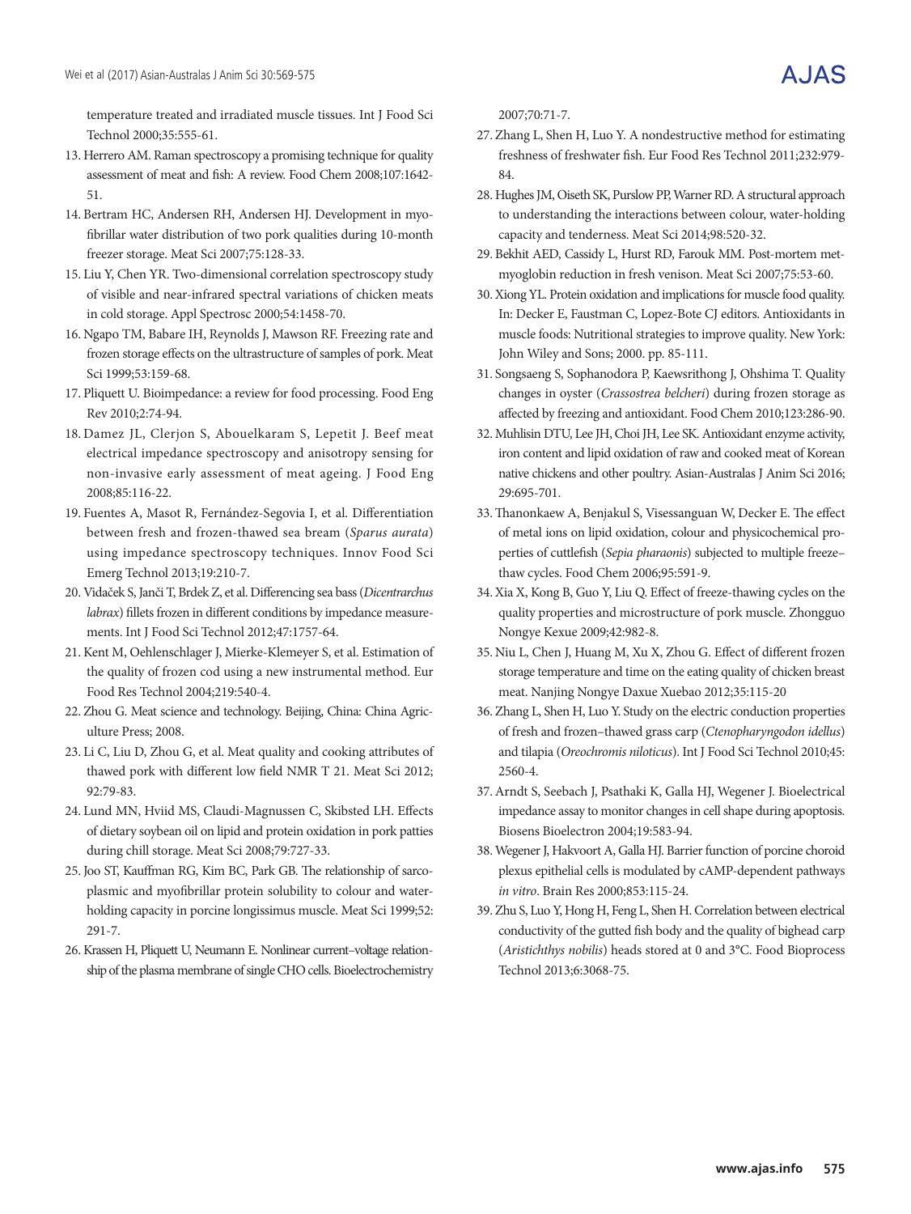temperature treated and irradiated muscle tissues. Int J Food Sci Technol 2000;35:555-61.

13. Herrero AM. Raman spectroscopy a promising technique for quality assessment of meat and fish: A review. Food Chem 2008;107:1642-51.
14. Bertram HC, Andersen RH, Andersen HJ. Development in myofibrillar water distribution of two pork qualities during 10-month freezer storage. Meat Sci 2007;75:128-33.
15. Liu Y, Chen YR. Two-dimensional correlation spectroscopy study of visible and near-infrared spectral variations of chicken meats in cold storage. Appl Spectrosc 2000;54:1458-70.
16. Ngapo TM, Babare IH, Reynolds J, Mawson RF. Freezing rate and frozen storage effects on the ultrastructure of samples of pork. Meat Sci 1999;53:159-68.
17. Pliquett U. Bioimpedance: a review for food processing. Food Eng Rev 2010;2:74-94.
18. Damez JL, Clerjon S, Abouelkaram S, Lepetit J. Beef meat electrical impedance spectroscopy and anisotropy sensing for non-invasive early assessment of meat ageing. J Food Eng 2008;85:116-22.
19. Fuentes A, Masot R, Fernández-Segovia I, et al. Differentiation between fresh and frozen-thawed sea bream (*Sparus aurata*) using impedance spectroscopy techniques. Innov Food Sci Emerg Technol 2013;19:210-7.
20. Vidaček S, Janči T, Brdek Z, et al. Differencing sea bass (*Dicentrarchus labrax*) fillets frozen in different conditions by impedance measurements. Int J Food Sci Technol 2012;47:1757-64.
21. Kent M, Oehlenschlager J, Mierke-Klemeyer S, et al. Estimation of the quality of frozen cod using a new instrumental method. Eur Food Res Technol 2004;219:540-4.
22. Zhou G. Meat science and technology. Beijing, China: China Agriculture Press; 2008.
23. Li C, Liu D, Zhou G, et al. Meat quality and cooking attributes of thawed pork with different low field NMR T 21. Meat Sci 2012; 92:79-83.
24. Lund MN, Hviid MS, Claudi-Magnussen C, Skibsted LH. Effects of dietary soybean oil on lipid and protein oxidation in pork patties during chill storage. Meat Sci 2008;79:727-33.
25. Joo ST, Kauffman RG, Kim BC, Park GB. The relationship of sarcoplasmic and myofibrillar protein solubility to colour and water-holding capacity in porcine longissimus muscle. Meat Sci 1999;52: 291-7.
26. Krassen H, Pliquett U, Neumann E. Nonlinear current–voltage relationship of the plasma membrane of single CHO cells. Bioelectrochemistry 2007;70:71-7.
27. Zhang L, Shen H, Luo Y. A nondestructive method for estimating freshness of freshwater fish. Eur Food Res Technol 2011;232:979-84.
28. Hughes JM, Oiseth SK, Purslow PP, Warner RD. A structural approach to understanding the interactions between colour, water-holding capacity and tenderness. Meat Sci 2014;98:520-32.
29. Bekhit AED, Cassidy L, Hurst RD, Farouk MM. Post-mortem metmyoglobin reduction in fresh venison. Meat Sci 2007;75:53-60.
30. Xiong YL. Protein oxidation and implications for muscle food quality. In: Decker E, Faustman C, Lopez-Bote CJ editors. Antioxidants in muscle foods: Nutritional strategies to improve quality. New York: John Wiley and Sons; 2000. pp. 85-111.
31. Songsaeng S, Sophanodora P, Kaewsrithong J, Ohshima T. Quality changes in oyster (*Crassostrea belcheri*) during frozen storage as affected by freezing and antioxidant. Food Chem 2010;123:286-90.
32. Muhlisin DTU, Lee JH, Choi JH, Lee SK. Antioxidant enzyme activity, iron content and lipid oxidation of raw and cooked meat of Korean native chickens and other poultry. Asian-Australas J Anim Sci 2016; 29:695-701.
33. Thanonkaew A, Benjakul S, Visessanguan W, Decker E. The effect of metal ions on lipid oxidation, colour and physicochemical properties of cuttlefish (*Sepia pharaonis*) subjected to multiple freeze–thaw cycles. Food Chem 2006;95:591-9.
34. Xia X, Kong B, Guo Y, Liu Q. Effect of freeze-thawing cycles on the quality properties and microstructure of pork muscle. Zhongguo Nongye Kexue 2009;42:982-8.
35. Niu L, Chen J, Huang M, Xu X, Zhou G. Effect of different frozen storage temperature and time on the eating quality of chicken breast meat. Nanjing Nongye Daxue Xuebao 2012;35:115-20
36. Zhang L, Shen H, Luo Y. Study on the electric conduction properties of fresh and frozen–thawed grass carp (*Ctenopharyngodon idellus*) and tilapia (*Oreochromis niloticus*). Int J Food Sci Technol 2010;45: 2560-4.
37. Arndt S, Seebach J, Psathaki K, Galla HJ, Wegener J. Bioelectrical impedance assay to monitor changes in cell shape during apoptosis. Biosens Bioelectron 2004;19:583-94.
38. Wegener J, Hakvoort A, Galla HJ. Barrier function of porcine choroid plexus epithelial cells is modulated by cAMP-dependent pathways *in vitro*. Brain Res 2000;853:115-24.
39. Zhu S, Luo Y, Hong H, Feng L, Shen H. Correlation between electrical conductivity of the gutted fish body and the quality of bighead carp (*Aristichthys nobilis*) heads stored at 0 and 3°C. Food Bioprocess Technol 2013;6:3068-75.